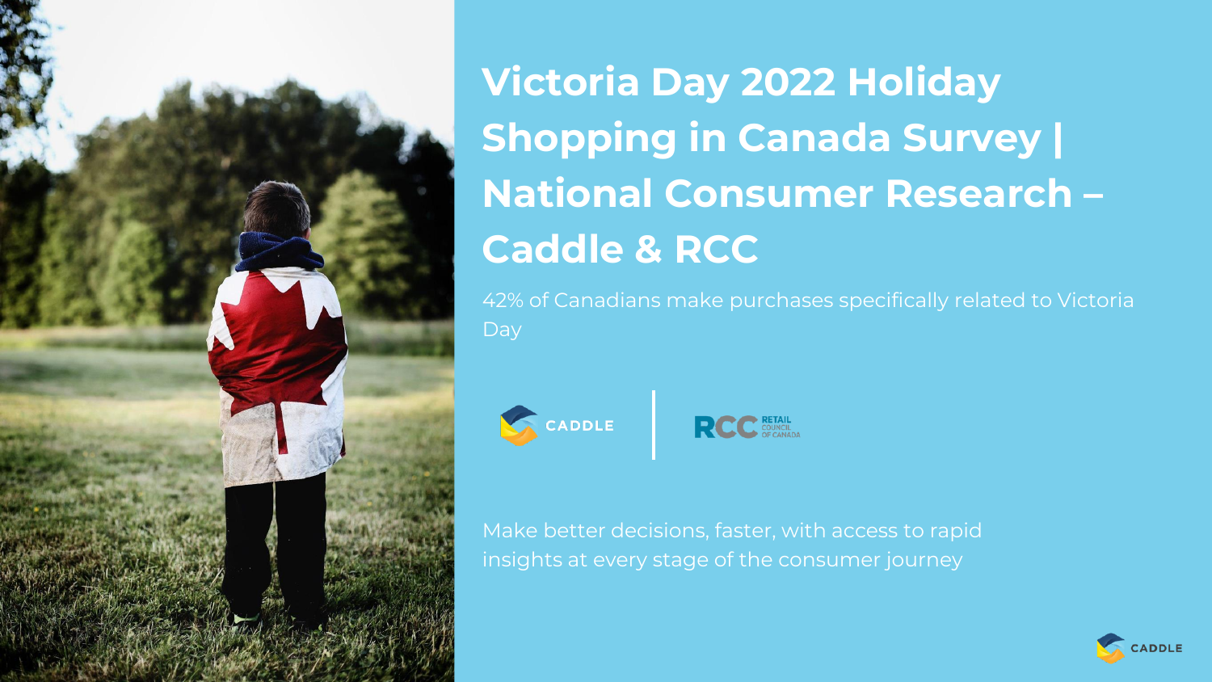# Victoria Day 2022 Holiday Shopping in Canada Survey | National Consumer Research – Caddle & RCC

42% of Canadians make purchases specifically related to Victoria Day

CADDLE | RCC RETAIL COUNCIL OF CANADA

Make better decisions, faster, with access to rapid insights at every stage of the consumer journey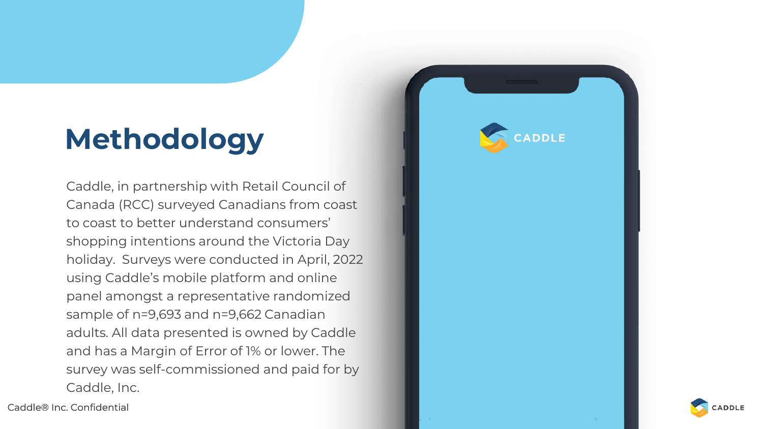# Methodology

Caddle, in partnership with Retail Council of Canada (RCC) surveyed Canadians from coast to coast to better understand consumers' shopping intentions around the Victoria Day holiday. Surveys were conducted in April, 2022 using Caddle's mobile platform and online panel amongst a representative randomized sample of n=9,693 and n=9,662 Canadian adults. All data presented is owned by Caddle and has a Margin of Error of 1% or lower. The survey was self-commissioned and paid for by Caddle, Inc.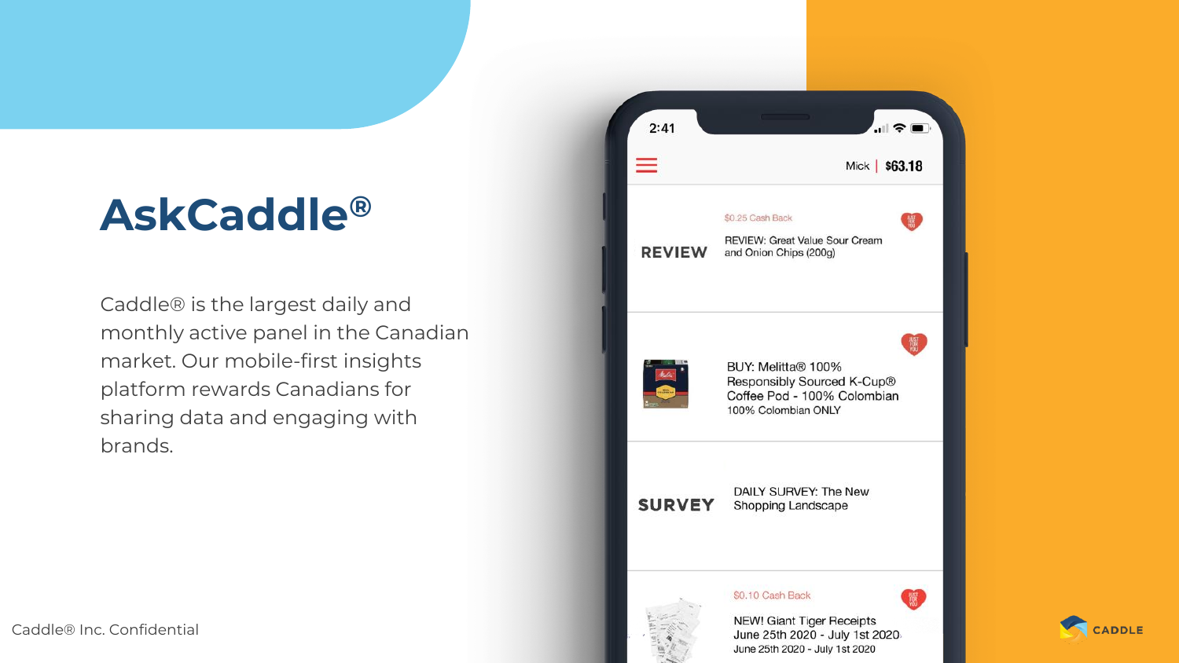# AskCaddle®

Caddle® is the largest daily and monthly active panel in the Canadian market. Our mobile-first insights platform rewards Canadians for sharing data and engaging with brands.

2:41

Mick | $63.18

REVIEW

$0.25 Cash Back

REVIEW: Great Value Sour Cream and Onion Chips (200g)

BUY: Melitta® 100% Responsibly Sourced K-Cup® Coffee Pod - 100% Colombian

100% Colombian ONLY

SURVEY

DAILY SURVEY: The New Shopping Landscape

$0.10 Cash Back

NEW! Giant Tiger Receipts June 25th 2020 - July 1st 2020

June 25th 2020 - July 1st 2020

Caddle® Inc. Confidential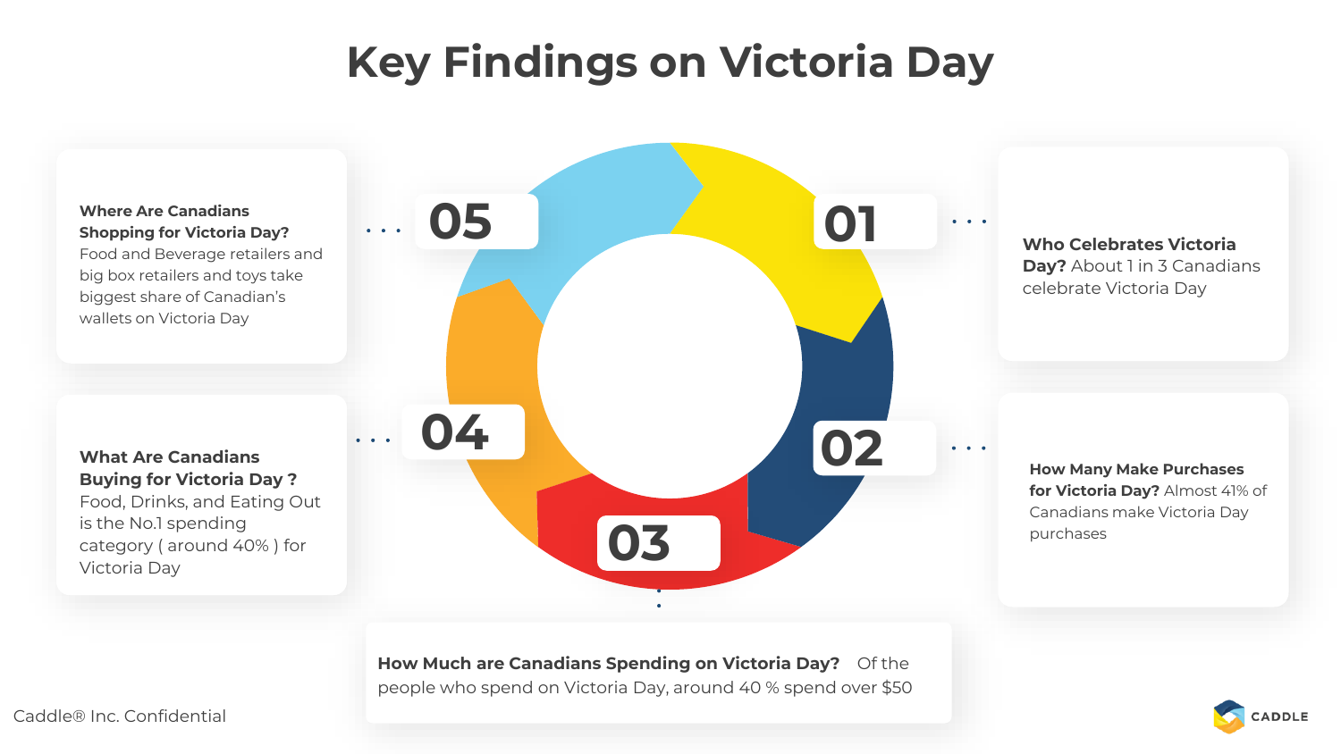# Key Findings on Victoria Day

**01**

**Who Celebrates Victoria Day?** About 1 in 3 Canadians celebrate Victoria Day

**02**

**How Many Make Purchases for Victoria Day?** Almost 41% of Canadians make Victoria Day purchases

**03**

**How Much are Canadians Spending on Victoria Day?** Of the people who spend on Victoria Day, around 40 % spend over $50

**04**

**What Are Canadians Buying for Victoria Day ?** Food, Drinks, and Eating Out is the No.1 spending category ( around 40% ) for Victoria Day

**05**

**Where Are Canadians Shopping for Victoria Day?** Food and Beverage retailers and big box retailers and toys take biggest share of Canadian's wallets on Victoria Day

Caddle® Inc. Confidential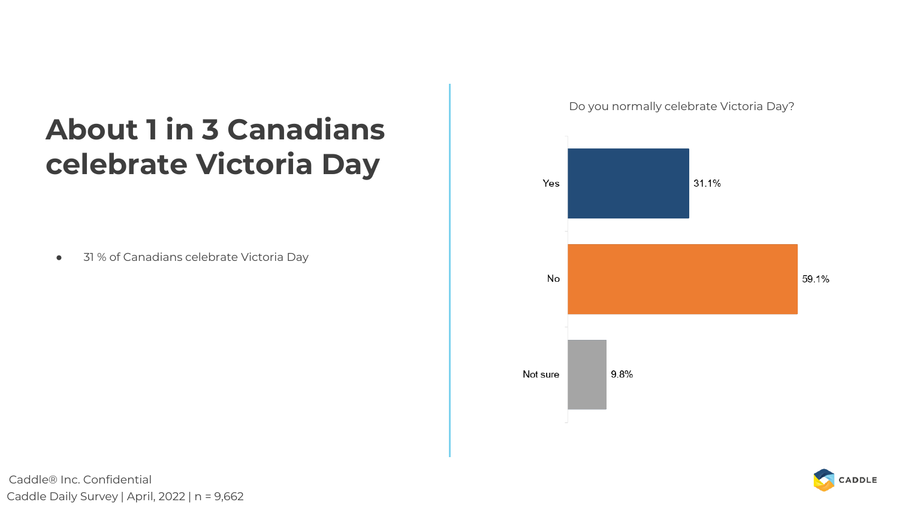# About 1 in 3 Canadians celebrate Victoria Day

- 31 % of Canadians celebrate Victoria Day

Do you normally celebrate Victoria Day?

| Response | Percentage |
| --- | --- |
| Yes | 31.1% |
| No | 59.1% |
| Not sure | 9.8% |

Caddle® Inc. Confidential

Caddle Daily Survey | April, 2022 | n = 9,662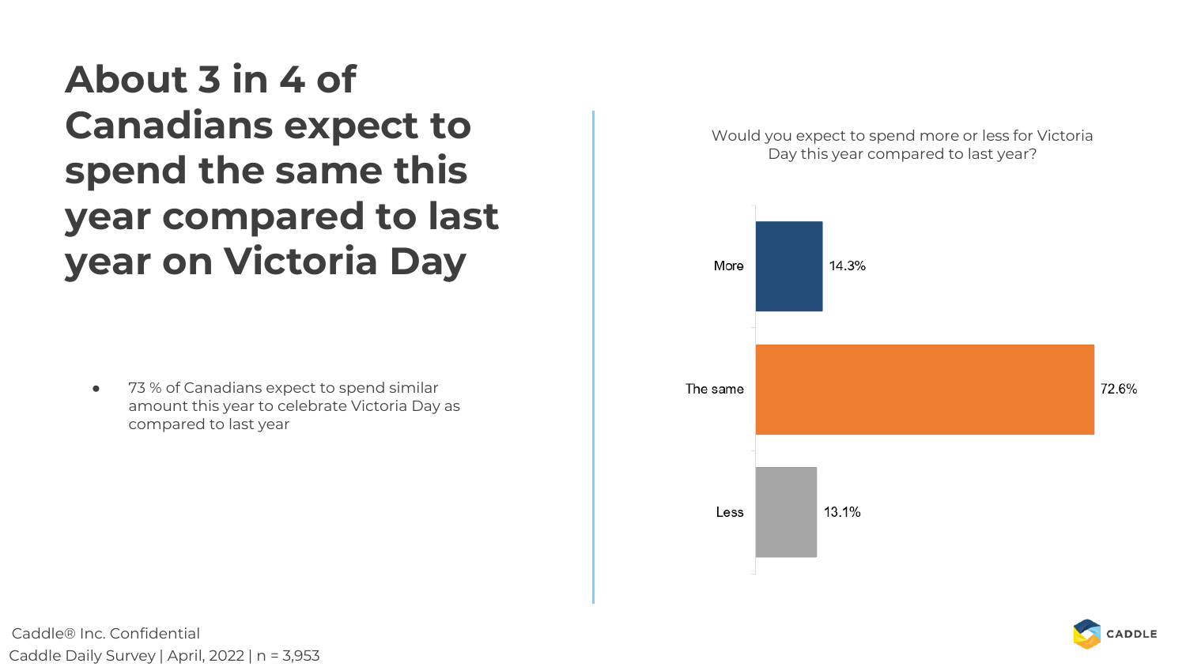# About 3 in 4 of Canadians expect to spend the same this year compared to last year on Victoria Day

- 73 % of Canadians expect to spend similar amount this year to celebrate Victoria Day as compared to last year

Would you expect to spend more or less for Victoria Day this year compared to last year?

| Response | % |
| --- | --- |
| More | 14.3% |
| The same | 72.6% |
| Less | 13.1% |

Caddle® Inc. Confidential

Caddle Daily Survey | April, 2022 | n = 3,953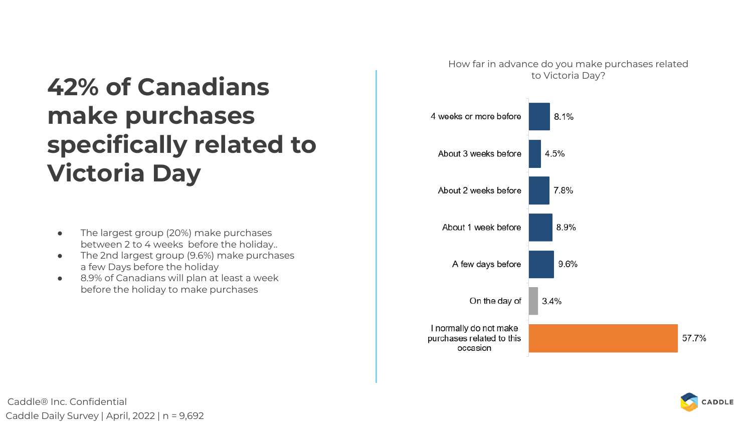# 42% of Canadians make purchases specifically related to Victoria Day

- The largest group (20%) make purchases between 2 to 4 weeks before the holiday..
- The 2nd largest group (9.6%) make purchases a few Days before the holiday
- 8.9% of Canadians will plan at least a week before the holiday to make purchases

How far in advance do you make purchases related to Victoria Day?

| Response | % |
|---|---|
| 4 weeks or more before | 8.1% |
| About 3 weeks before | 4.5% |
| About 2 weeks before | 7.8% |
| About 1 week before | 8.9% |
| A few days before | 9.6% |
| On the day of | 3.4% |
| I normally do not make purchases related to this occasion | 57.7% |

Caddle® Inc. Confidential

Caddle Daily Survey | April, 2022 | n = 9,692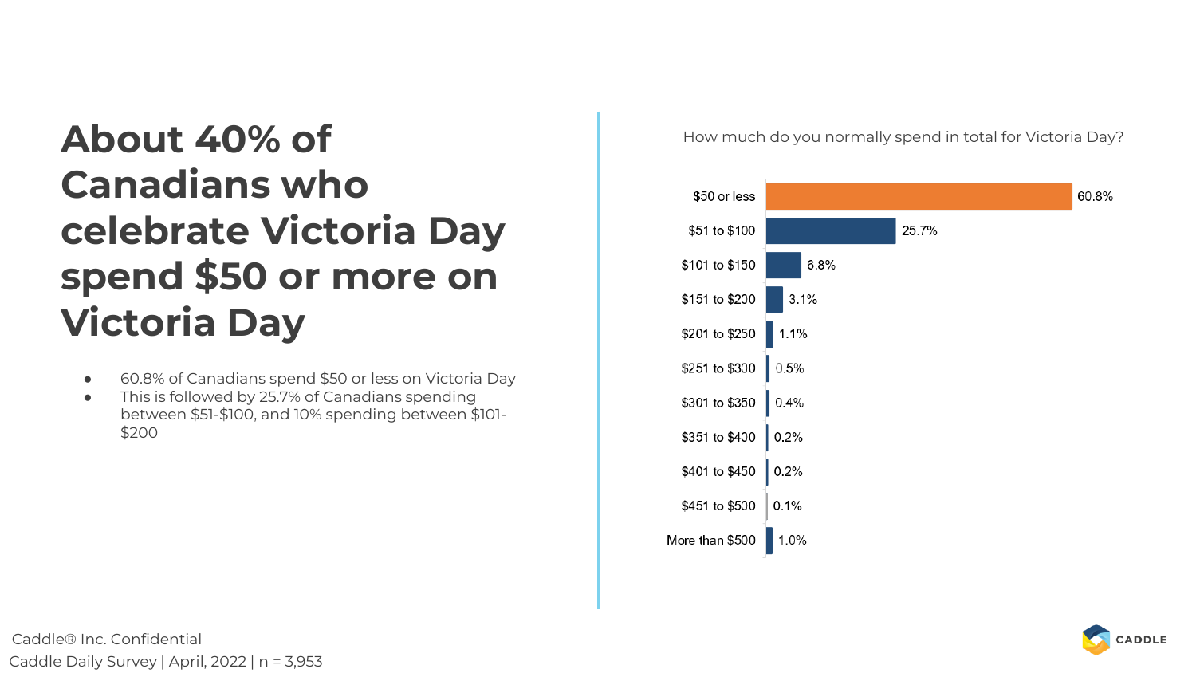# About 40% of Canadians who celebrate Victoria Day spend $50 or more on Victoria Day

- 60.8% of Canadians spend $50 or less on Victoria Day
- This is followed by 25.7% of Canadians spending between $51-$100, and 10% spending between $101-$200

How much do you normally spend in total for Victoria Day?

| Amount | Percentage |
| --- | --- |
| $50 or less | 60.8% |
| $51 to $100 | 25.7% |
| $101 to $150 | 6.8% |
| $151 to $200 | 3.1% |
| $201 to $250 | 1.1% |
| $251 to $300 | 0.5% |
| $301 to $350 | 0.4% |
| $351 to $400 | 0.2% |
| $401 to $450 | 0.2% |
| $451 to $500 | 0.1% |
| More than $500 | 1.0% |

Caddle® Inc. Confidential

Caddle Daily Survey | April, 2022 | n = 3,953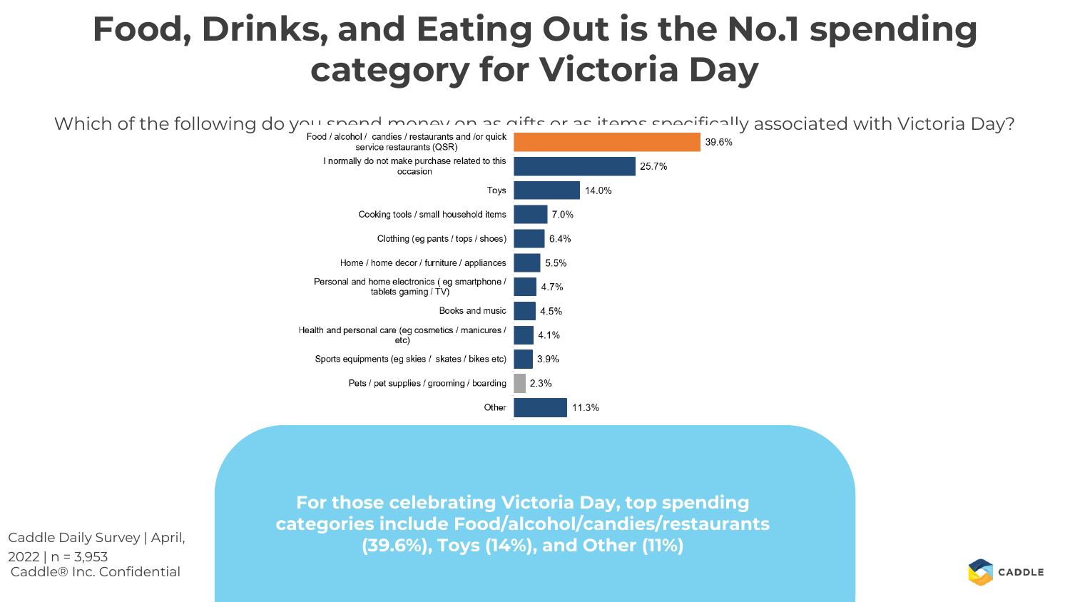# Food, Drinks, and Eating Out is the No.1 spending category for Victoria Day

Which of the following do you spend money on as gifts or as items specifically associated with Victoria Day?

| Category | % |
|---|---|
| Food / alcohol / candies / restaurants and /or quick service restaurants (QSR) | 39.6% |
| I normally do not make purchase related to this occasion | 25.7% |
| Toys | 14.0% |
| Cooking tools / small household items | 7.0% |
| Clothing (eg pants / tops / shoes) | 6.4% |
| Home / home decor / furniture / appliances | 5.5% |
| Personal and home electronics ( eg smartphone / tablets gaming / TV) | 4.7% |
| Books and music | 4.5% |
| Health and personal care (eg cosmetics / manicures / etc) | 4.1% |
| Sports equipments (eg skies / skates / bikes etc) | 3.9% |
| Pets / pet supplies / grooming / boarding | 2.3% |
| Other | 11.3% |

**For those celebrating Victoria Day, top spending categories include Food/alcohol/candies/restaurants (39.6%), Toys (14%), and Other (11%)**

Caddle Daily Survey | April, 2022 | n = 3,953
Caddle® Inc. Confidential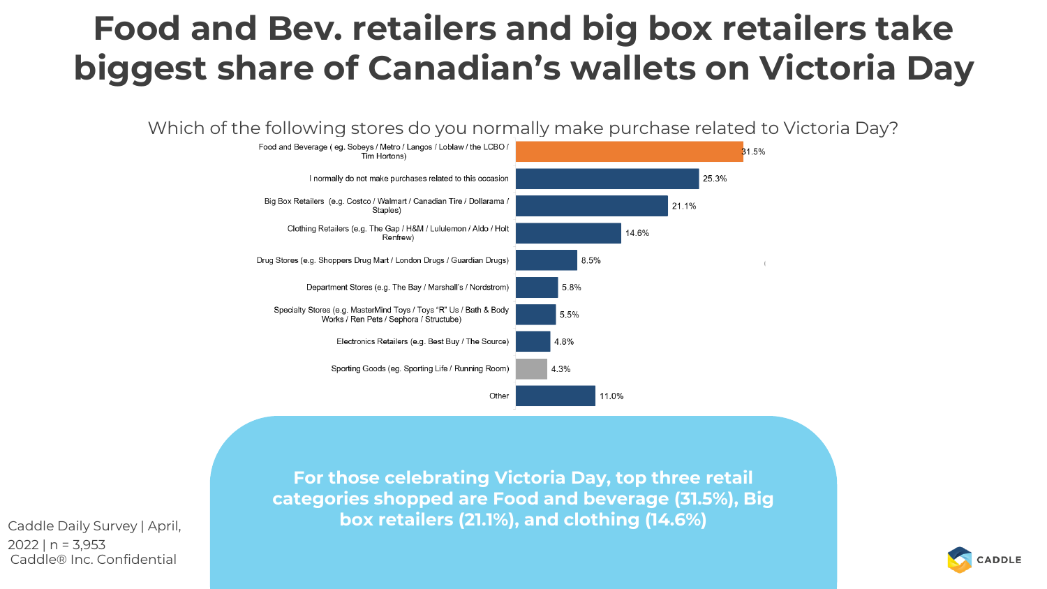# Food and Bev. retailers and big box retailers take biggest share of Canadian's wallets on Victoria Day

Which of the following stores do you normally make purchase related to Victoria Day?

| Store | % |
|---|---|
| Food and Beverage ( eg. Sobeys / Metro / Langos / Loblaw / the LCBO / Tim Hortons) | 31.5% |
| I normally do not make purchases related to this occasion | 25.3% |
| Big Box Retailers (e.g. Costco / Walmart / Canadian Tire / Dollarama / Staples) | 21.1% |
| Clothing Retailers (e.g. The Gap / H&M / Lululemon / Aldo / Holt Renfrew) | 14.6% |
| Drug Stores (e.g. Shoppers Drug Mart / London Drugs / Guardian Drugs) | 8.5% |
| Department Stores (e.g. The Bay / Marshall's / Nordstrom) | 5.8% |
| Specialty Stores (e.g. MasterMind Toys / Toys "R" Us / Bath & Body Works / Ren Pets / Sephora / Structube) | 5.5% |
| Electronics Retailers (e.g. Best Buy / The Source) | 4.8% |
| Sporting Goods (eg. Sporting Life / Running Room) | 4.3% |
| Other | 11.0% |

**For those celebrating Victoria Day, top three retail categories shopped are Food and beverage (31.5%), Big box retailers (21.1%), and clothing (14.6%)**

Caddle Daily Survey | April, 2022 | n = 3,953
Caddle® Inc. Confidential

CADDLE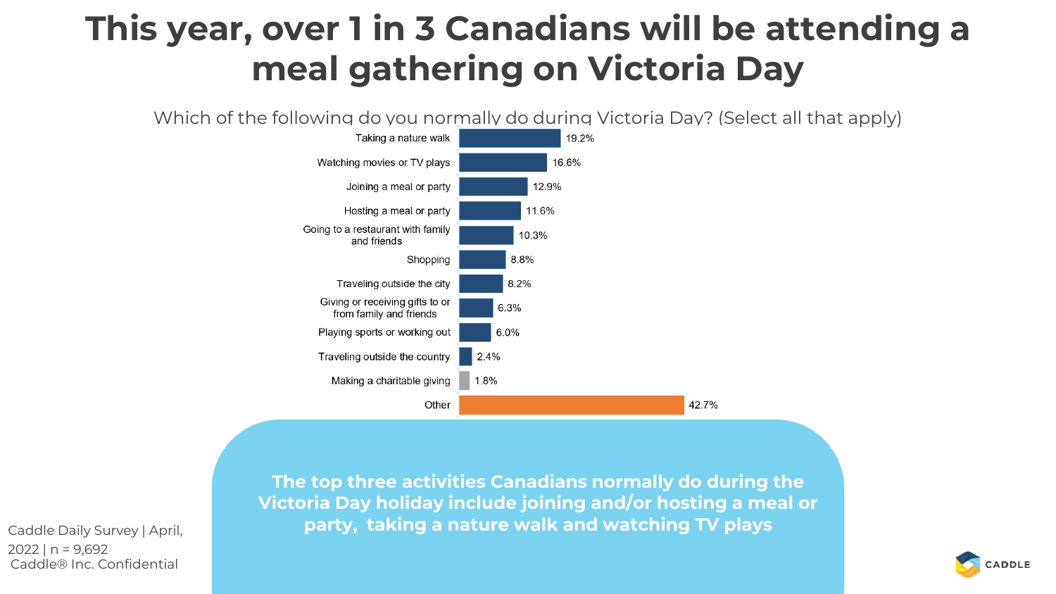# This year, over 1 in 3 Canadians will be attending a meal gathering on Victoria Day

Which of the following do you normally do during Victoria Day? (Select all that apply)

| Activity | % |
|---|---|
| Taking a nature walk | 19.2% |
| Watching movies or TV plays | 16.6% |
| Joining a meal or party | 12.9% |
| Hosting a meal or party | 11.6% |
| Going to a restaurant with family and friends | 10.3% |
| Shopping | 8.8% |
| Traveling outside the city | 8.2% |
| Giving or receiving gifts to or from family and friends | 6.3% |
| Playing sports or working out | 6.0% |
| Traveling outside the country | 2.4% |
| Making a charitable giving | 1.8% |
| Other | 42.7% |

**The top three activities Canadians normally do during the Victoria Day holiday include joining and/or hosting a meal or party, taking a nature walk and watching TV plays**

Caddle Daily Survey | April, 2022 | n = 9,692
Caddle® Inc. Confidential

CADDLE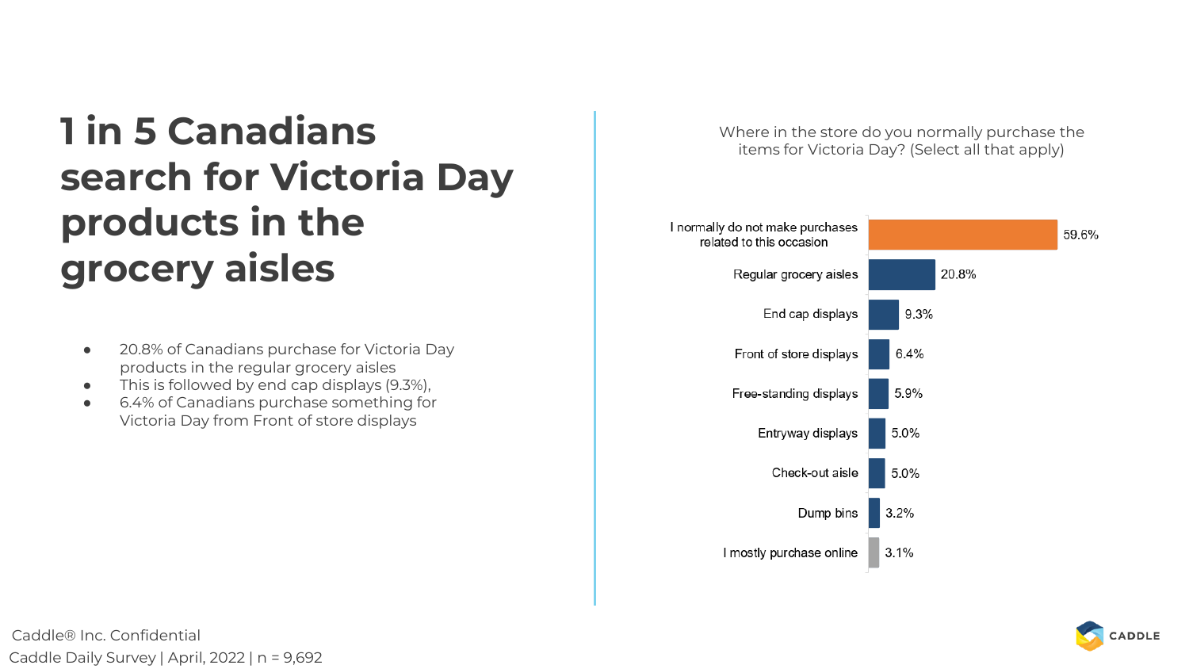# 1 in 5 Canadians search for Victoria Day products in the grocery aisles

- 20.8% of Canadians purchase for Victoria Day products in the regular grocery aisles
- This is followed by end cap displays (9.3%),
- 6.4% of Canadians purchase something for Victoria Day from Front of store displays

Where in the store do you normally purchase the items for Victoria Day? (Select all that apply)

| Response | % |
| --- | --- |
| I normally do not make purchases related to this occasion | 59.6% |
| Regular grocery aisles | 20.8% |
| End cap displays | 9.3% |
| Front of store displays | 6.4% |
| Free-standing displays | 5.9% |
| Entryway displays | 5.0% |
| Check-out aisle | 5.0% |
| Dump bins | 3.2% |
| I mostly purchase online | 3.1% |

Caddle® Inc. Confidential

Caddle Daily Survey | April, 2022 | n = 9,692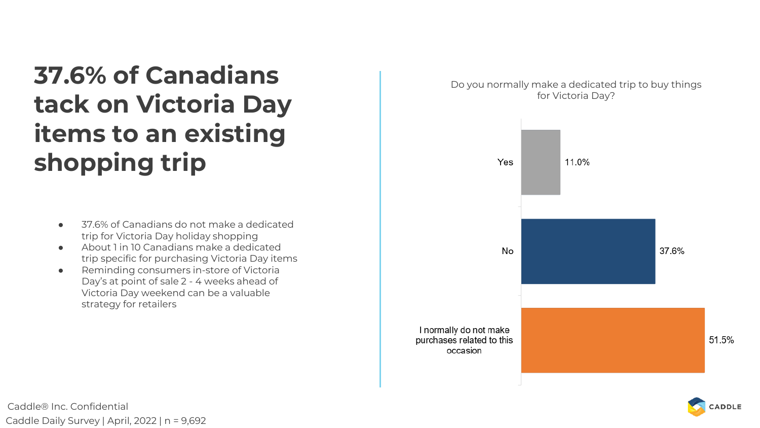# 37.6% of Canadians tack on Victoria Day items to an existing shopping trip

- 37.6% of Canadians do not make a dedicated trip for Victoria Day holiday shopping
- About 1 in 10 Canadians make a dedicated trip specific for purchasing Victoria Day items
- Reminding consumers in-store of Victoria Day's at point of sale 2 - 4 weeks ahead of Victoria Day weekend can be a valuable strategy for retailers

Do you normally make a dedicated trip to buy things for Victoria Day?

| Response | Percentage |
|---|---|
| Yes | 11.0% |
| No | 37.6% |
| I normally do not make purchases related to this occasion | 51.5% |

Caddle® Inc. Confidential

Caddle Daily Survey | April, 2022 | n = 9,692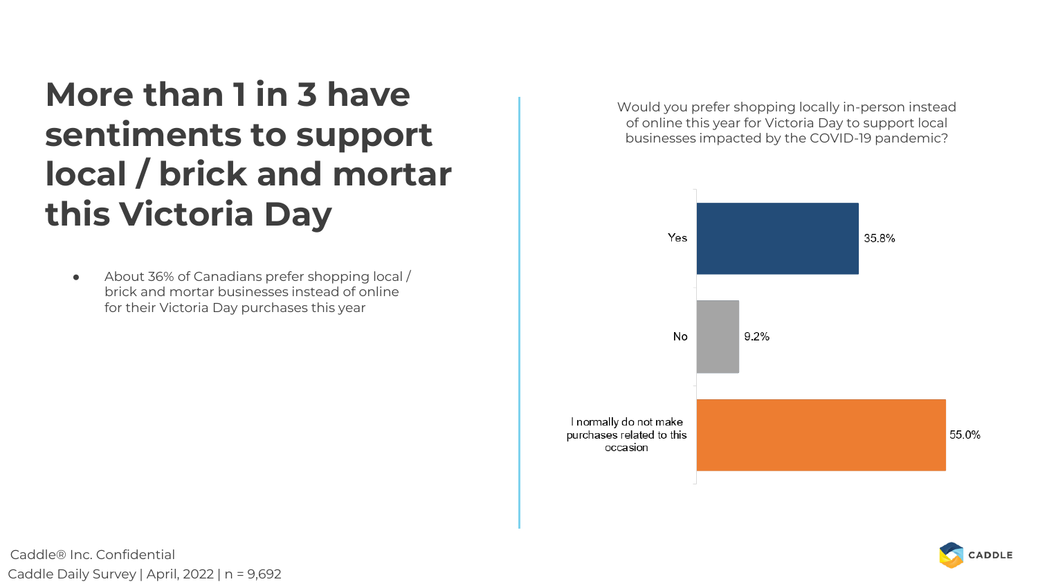# More than 1 in 3 have sentiments to support local / brick and mortar this Victoria Day

- About 36% of Canadians prefer shopping local / brick and mortar businesses instead of online for their Victoria Day purchases this year

Would you prefer shopping locally in-person instead of online this year for Victoria Day to support local businesses impacted by the COVID-19 pandemic?

| Response | Percentage |
| --- | --- |
| Yes | 35.8% |
| No | 9.2% |
| I normally do not make purchases related to this occasion | 55.0% |

Caddle® Inc. Confidential

Caddle Daily Survey | April, 2022 | n = 9,692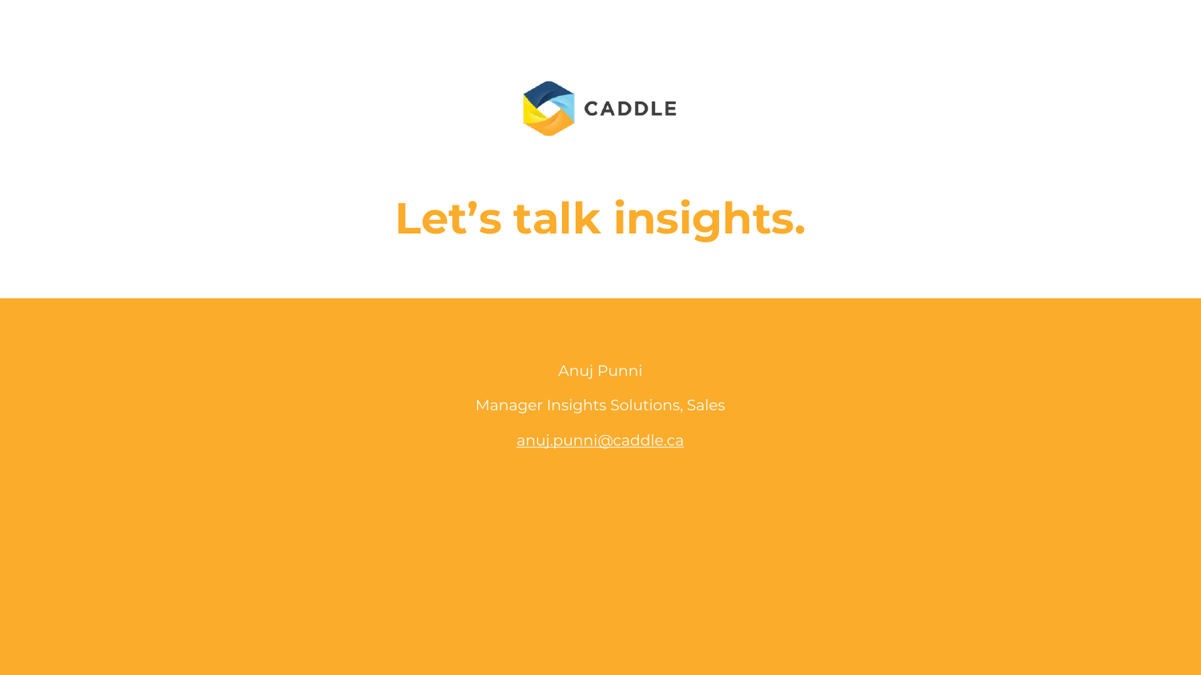CADDLE

# Let's talk insights.

Anuj Punni

Manager Insights Solutions, Sales

anuj.punni@caddle.ca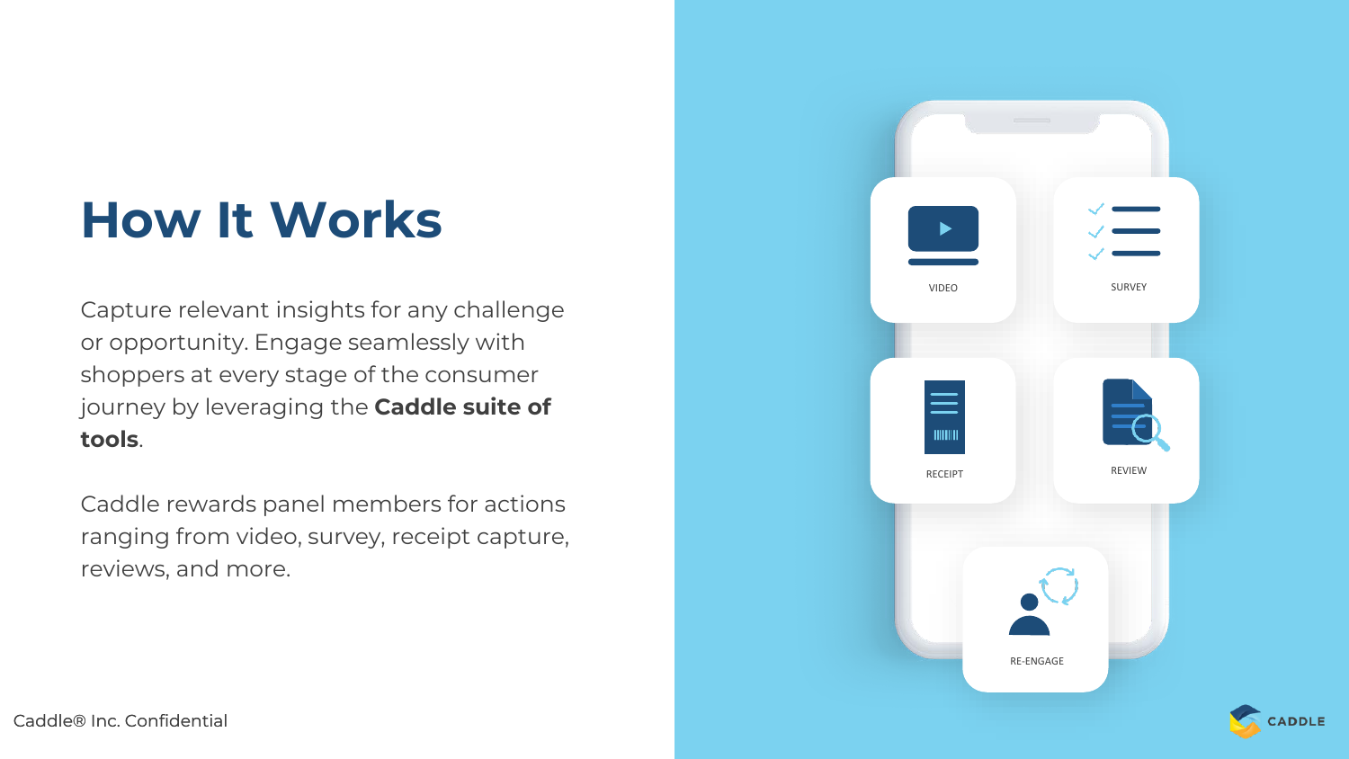# How It Works

Capture relevant insights for any challenge or opportunity. Engage seamlessly with shoppers at every stage of the consumer journey by leveraging the **Caddle suite of tools**.

Caddle rewards panel members for actions ranging from video, survey, receipt capture, reviews, and more.

VIDEO

SURVEY

RECEIPT

REVIEW

RE-ENGAGE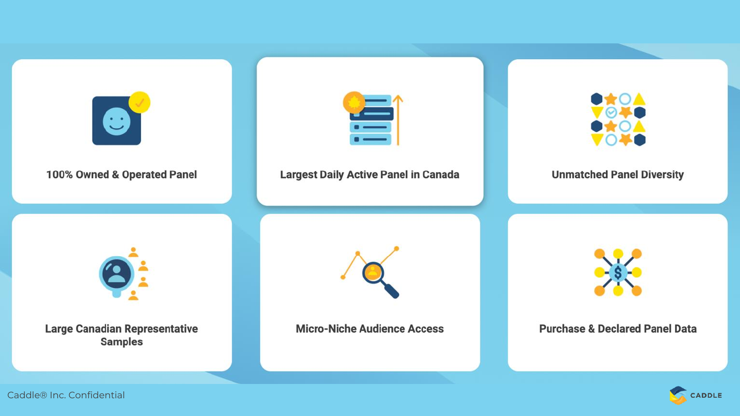**100% Owned & Operated Panel**

**Largest Daily Active Panel in Canada**

**Unmatched Panel Diversity**

**Large Canadian Representative Samples**

**Micro-Niche Audience Access**

**Purchase & Declared Panel Data**

Caddle® Inc. Confidential